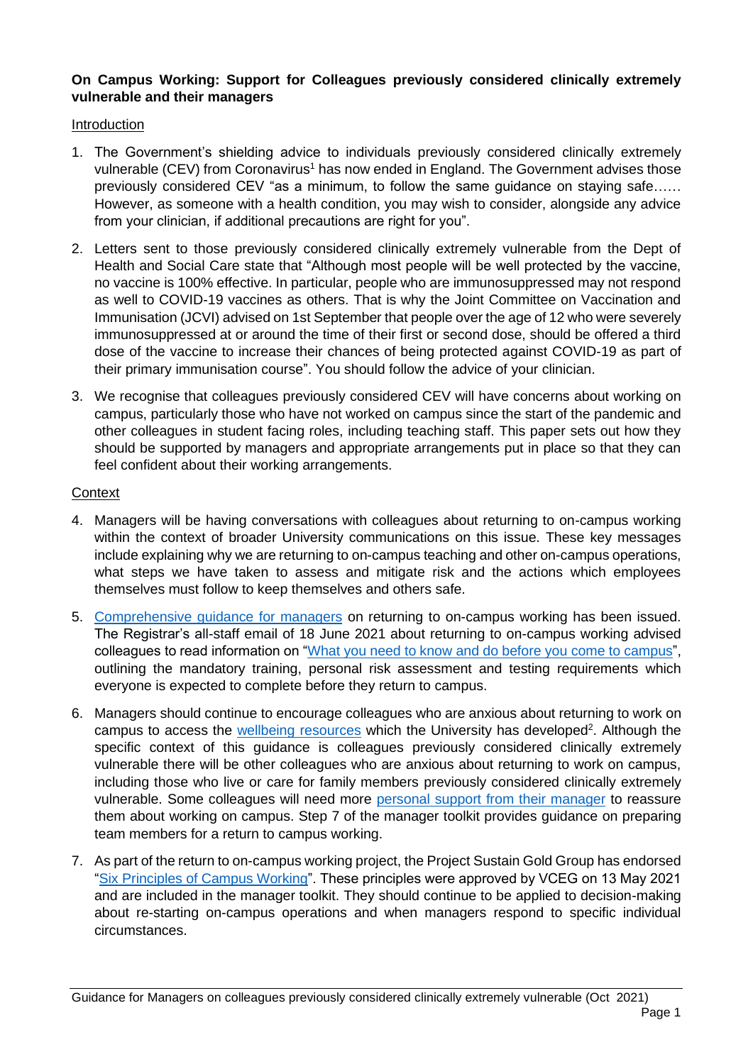**On Campus Working: Support for Colleagues previously considered clinically extremely vulnerable and their managers**

Introduction

1. The Government's shielding advice to individuals previously considered clinically extremely vulnerable (CEV) from Coronavirus[1] has now ended in England. The Government advises those previously considered CEV "as a minimum, to follow the same guidance on staying safe…… However, as someone with a health condition, you may wish to consider, alongside any advice from your clinician, if additional precautions are right for you".

2. Letters sent to those previously considered clinically extremely vulnerable from the Dept of Health and Social Care state that "Although most people will be well protected by the vaccine, no vaccine is 100% effective. In particular, people who are immunosuppressed may not respond as well to COVID-19 vaccines as others. That is why the Joint Committee on Vaccination and Immunisation (JCVI) advised on 1st September that people over the age of 12 who were severely immunosuppressed at or around the time of their first or second dose, should be offered a third dose of the vaccine to increase their chances of being protected against COVID-19 as part of their primary immunisation course". You should follow the advice of your clinician.

3. We recognise that colleagues previously considered CEV will have concerns about working on campus, particularly those who have not worked on campus since the start of the pandemic and other colleagues in student facing roles, including teaching staff. This paper sets out how they should be supported by managers and appropriate arrangements put in place so that they can feel confident about their working arrangements.

Context

4. Managers will be having conversations with colleagues about returning to on-campus working within the context of broader University communications on this issue. These key messages include explaining why we are returning to on-campus teaching and other on-campus operations, what steps we have taken to assess and mitigate risk and the actions which employees themselves must follow to keep themselves and others safe.

5. Comprehensive guidance for managers on returning to on-campus working has been issued. The Registrar's all-staff email of 18 June 2021 about returning to on-campus working advised colleagues to read information on "What you need to know and do before you come to campus", outlining the mandatory training, personal risk assessment and testing requirements which everyone is expected to complete before they return to campus.

6. Managers should continue to encourage colleagues who are anxious about returning to work on campus to access the wellbeing resources which the University has developed[2]. Although the specific context of this guidance is colleagues previously considered clinically extremely vulnerable there will be other colleagues who are anxious about returning to work on campus, including those who live or care for family members previously considered clinically extremely vulnerable. Some colleagues will need more personal support from their manager to reassure them about working on campus. Step 7 of the manager toolkit provides guidance on preparing team members for a return to campus working.

7. As part of the return to on-campus working project, the Project Sustain Gold Group has endorsed "Six Principles of Campus Working". These principles were approved by VCEG on 13 May 2021 and are included in the manager toolkit. They should continue to be applied to decision-making about re-starting on-campus operations and when managers respond to specific individual circumstances.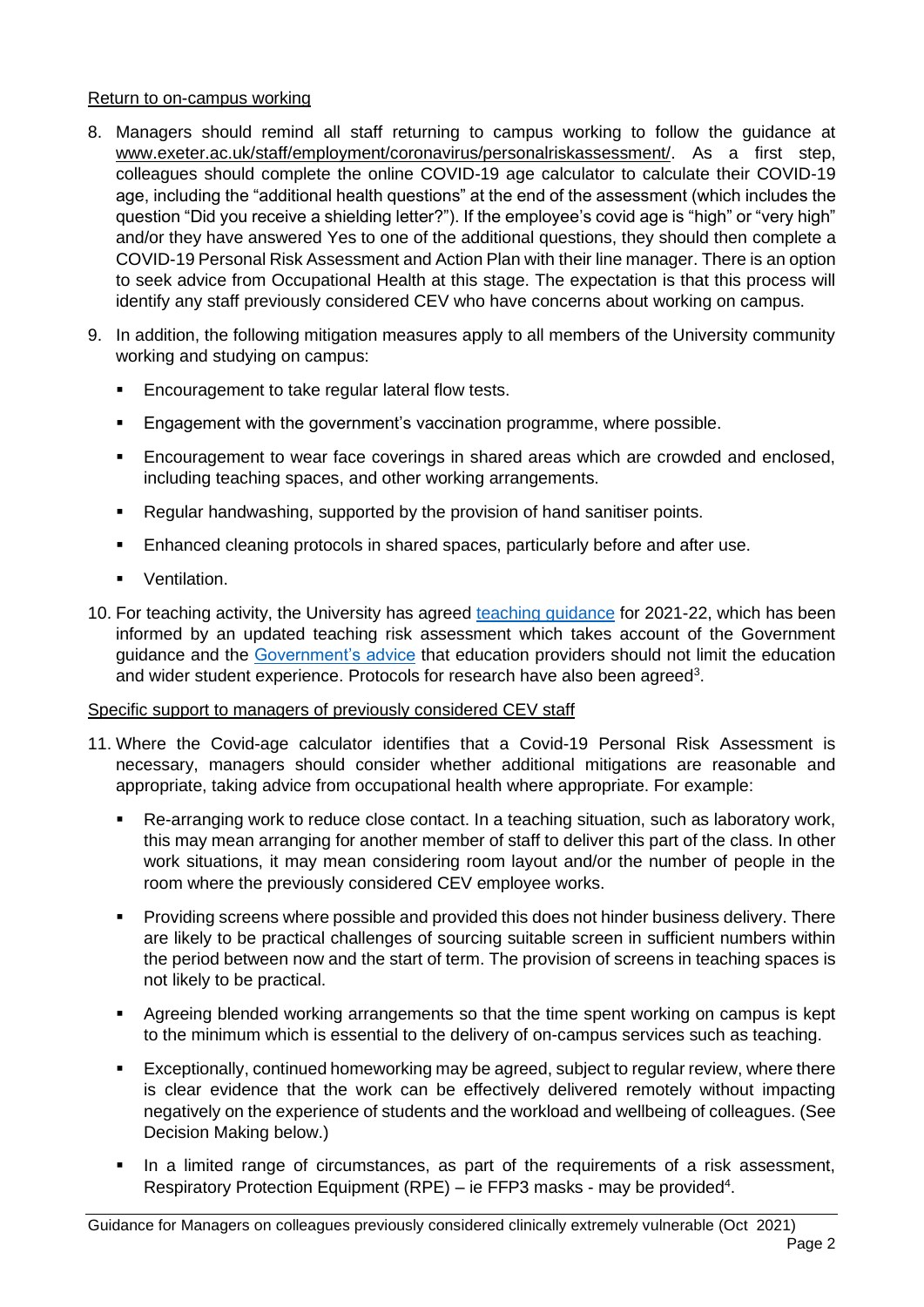Return to on-campus working

8. Managers should remind all staff returning to campus working to follow the guidance at www.exeter.ac.uk/staff/employment/coronavirus/personalriskassessment/. As a first step, colleagues should complete the online COVID-19 age calculator to calculate their COVID-19 age, including the "additional health questions" at the end of the assessment (which includes the question "Did you receive a shielding letter?"). If the employee's covid age is "high" or "very high" and/or they have answered Yes to one of the additional questions, they should then complete a COVID-19 Personal Risk Assessment and Action Plan with their line manager. There is an option to seek advice from Occupational Health at this stage. The expectation is that this process will identify any staff previously considered CEV who have concerns about working on campus.

9. In addition, the following mitigation measures apply to all members of the University community working and studying on campus:

   - Encouragement to take regular lateral flow tests.
   - Engagement with the government's vaccination programme, where possible.
   - Encouragement to wear face coverings in shared areas which are crowded and enclosed, including teaching spaces, and other working arrangements.
   - Regular handwashing, supported by the provision of hand sanitiser points.
   - Enhanced cleaning protocols in shared spaces, particularly before and after use.
   - Ventilation.

10. For teaching activity, the University has agreed teaching guidance for 2021-22, which has been informed by an updated teaching risk assessment which takes account of the Government guidance and the Government's advice that education providers should not limit the education and wider student experience. Protocols for research have also been agreed[3].

Specific support to managers of previously considered CEV staff

11. Where the Covid-age calculator identifies that a Covid-19 Personal Risk Assessment is necessary, managers should consider whether additional mitigations are reasonable and appropriate, taking advice from occupational health where appropriate. For example:

   - Re-arranging work to reduce close contact. In a teaching situation, such as laboratory work, this may mean arranging for another member of staff to deliver this part of the class. In other work situations, it may mean considering room layout and/or the number of people in the room where the previously considered CEV employee works.
   - Providing screens where possible and provided this does not hinder business delivery. There are likely to be practical challenges of sourcing suitable screen in sufficient numbers within the period between now and the start of term. The provision of screens in teaching spaces is not likely to be practical.
   - Agreeing blended working arrangements so that the time spent working on campus is kept to the minimum which is essential to the delivery of on-campus services such as teaching.
   - Exceptionally, continued homeworking may be agreed, subject to regular review, where there is clear evidence that the work can be effectively delivered remotely without impacting negatively on the experience of students and the workload and wellbeing of colleagues. (See Decision Making below.)
   - In a limited range of circumstances, as part of the requirements of a risk assessment, Respiratory Protection Equipment (RPE) – ie FFP3 masks - may be provided[4].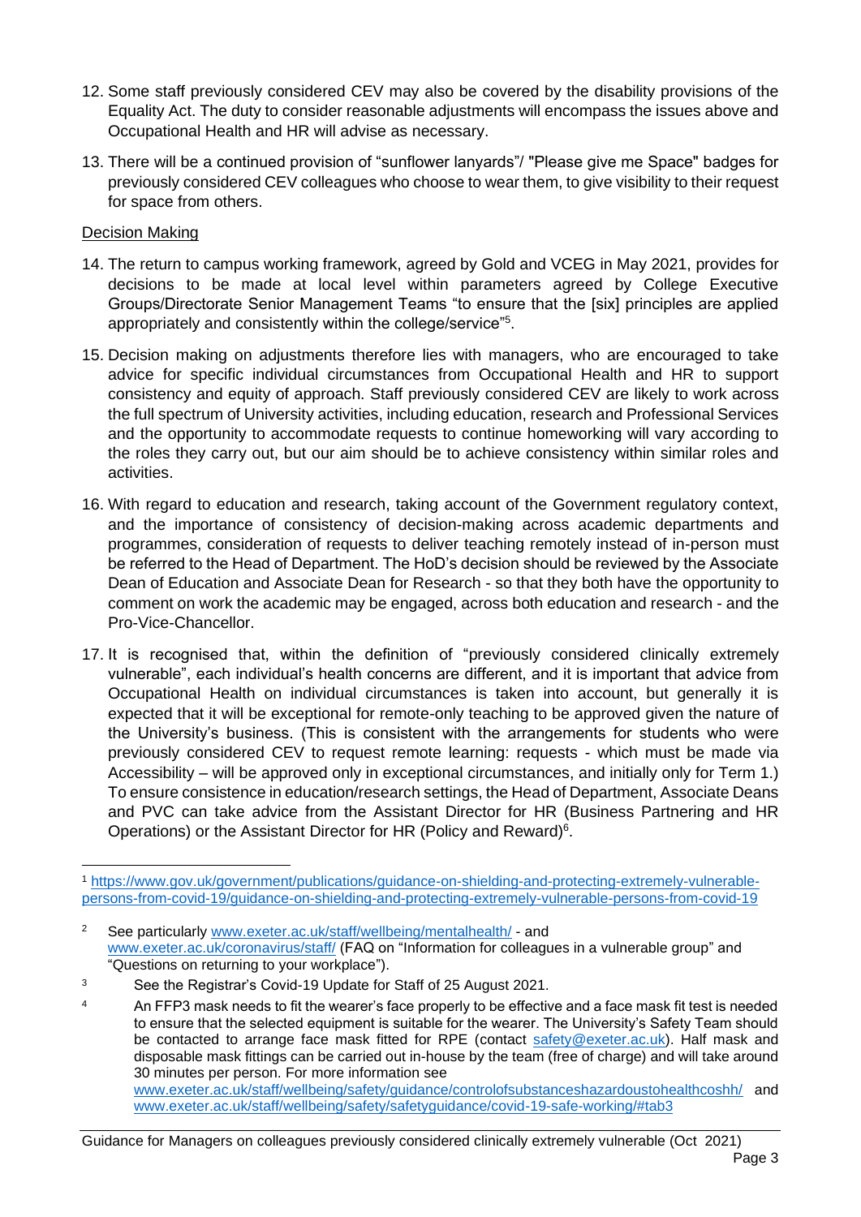12. Some staff previously considered CEV may also be covered by the disability provisions of the Equality Act. The duty to consider reasonable adjustments will encompass the issues above and Occupational Health and HR will advise as necessary.

13. There will be a continued provision of "sunflower lanyards"/ "Please give me Space" badges for previously considered CEV colleagues who choose to wear them, to give visibility to their request for space from others.

Decision Making

14. The return to campus working framework, agreed by Gold and VCEG in May 2021, provides for decisions to be made at local level within parameters agreed by College Executive Groups/Directorate Senior Management Teams "to ensure that the [six] principles are applied appropriately and consistently within the college/service"[5].

15. Decision making on adjustments therefore lies with managers, who are encouraged to take advice for specific individual circumstances from Occupational Health and HR to support consistency and equity of approach. Staff previously considered CEV are likely to work across the full spectrum of University activities, including education, research and Professional Services and the opportunity to accommodate requests to continue homeworking will vary according to the roles they carry out, but our aim should be to achieve consistency within similar roles and activities.

16. With regard to education and research, taking account of the Government regulatory context, and the importance of consistency of decision-making across academic departments and programmes, consideration of requests to deliver teaching remotely instead of in-person must be referred to the Head of Department. The HoD's decision should be reviewed by the Associate Dean of Education and Associate Dean for Research - so that they both have the opportunity to comment on work the academic may be engaged, across both education and research - and the Pro-Vice-Chancellor.

17. It is recognised that, within the definition of "previously considered clinically extremely vulnerable", each individual's health concerns are different, and it is important that advice from Occupational Health on individual circumstances is taken into account, but generally it is expected that it will be exceptional for remote-only teaching to be approved given the nature of the University's business. (This is consistent with the arrangements for students who were previously considered CEV to request remote learning: requests - which must be made via Accessibility – will be approved only in exceptional circumstances, and initially only for Term 1.) To ensure consistence in education/research settings, the Head of Department, Associate Deans and PVC can take advice from the Assistant Director for HR (Business Partnering and HR Operations) or the Assistant Director for HR (Policy and Reward)[6].

---

[1] https://www.gov.uk/government/publications/guidance-on-shielding-and-protecting-extremely-vulnerable-persons-from-covid-19/guidance-on-shielding-and-protecting-extremely-vulnerable-persons-from-covid-19

[2] See particularly www.exeter.ac.uk/staff/wellbeing/mentalhealth/ - and www.exeter.ac.uk/coronavirus/staff/ (FAQ on "Information for colleagues in a vulnerable group" and "Questions on returning to your workplace").

[3] See the Registrar's Covid-19 Update for Staff of 25 August 2021.

[4] An FFP3 mask needs to fit the wearer's face properly to be effective and a face mask fit test is needed to ensure that the selected equipment is suitable for the wearer. The University's Safety Team should be contacted to arrange face mask fitted for RPE (contact safety@exeter.ac.uk). Half mask and disposable mask fittings can be carried out in-house by the team (free of charge) and will take around 30 minutes per person. For more information see www.exeter.ac.uk/staff/wellbeing/safety/guidance/controlofsubstanceshazardoustohealthcoshh/ and www.exeter.ac.uk/staff/wellbeing/safety/safetyguidance/covid-19-safe-working/#tab3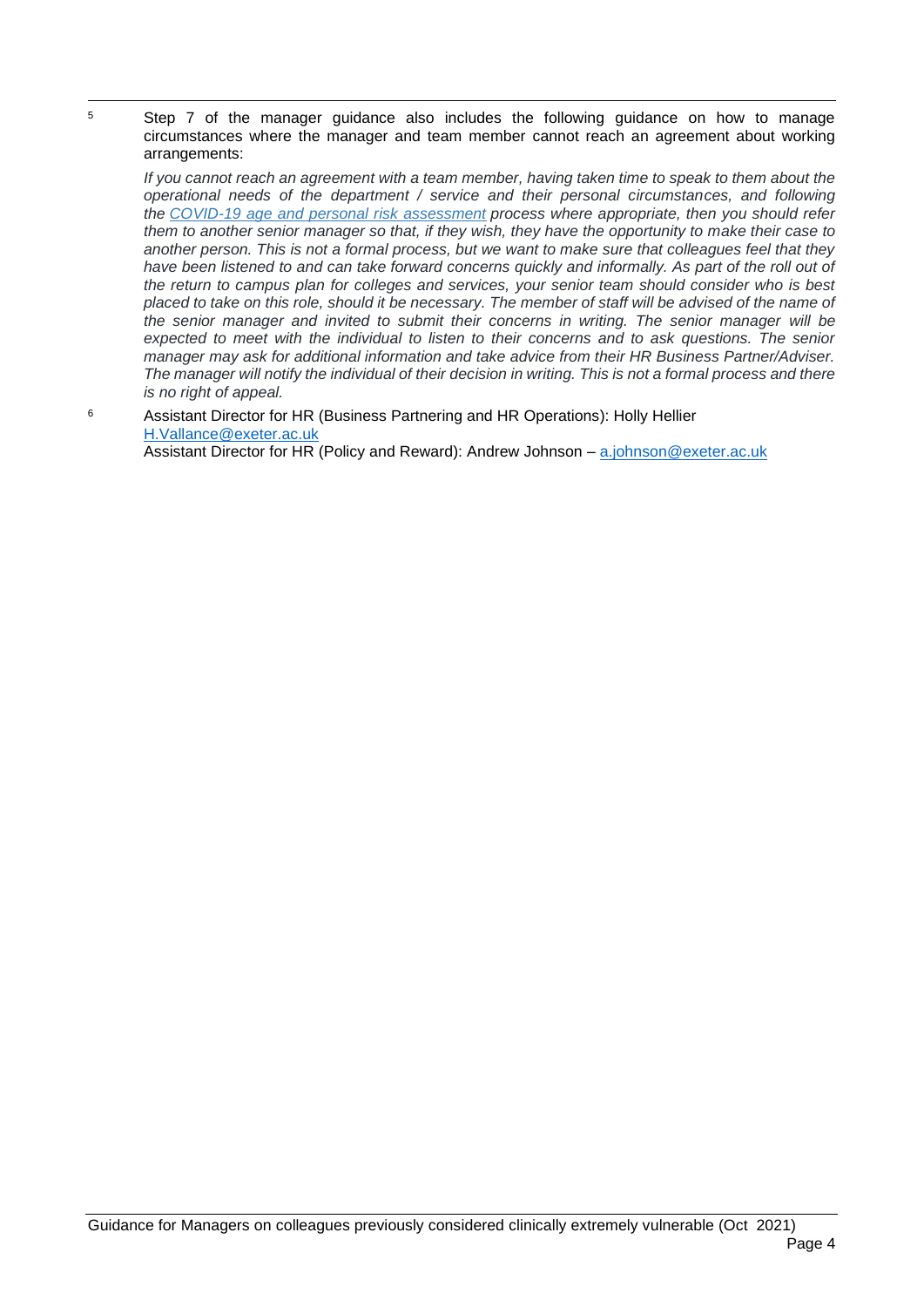[5] Step 7 of the manager guidance also includes the following guidance on how to manage circumstances where the manager and team member cannot reach an agreement about working arrangements:

*If you cannot reach an agreement with a team member, having taken time to speak to them about the operational needs of the department / service and their personal circumstances, and following the [COVID-19 age and personal risk assessment]() process where appropriate, then you should refer them to another senior manager so that, if they wish, they have the opportunity to make their case to another person. This is not a formal process, but we want to make sure that colleagues feel that they have been listened to and can take forward concerns quickly and informally. As part of the roll out of the return to campus plan for colleges and services, your senior team should consider who is best placed to take on this role, should it be necessary. The member of staff will be advised of the name of the senior manager and invited to submit their concerns in writing. The senior manager will be expected to meet with the individual to listen to their concerns and to ask questions. The senior manager may ask for additional information and take advice from their HR Business Partner/Adviser. The manager will notify the individual of their decision in writing. This is not a formal process and there is no right of appeal.*

[6] Assistant Director for HR (Business Partnering and HR Operations): Holly Hellier H.Vallance@exeter.ac.uk
Assistant Director for HR (Policy and Reward): Andrew Johnson – a.johnson@exeter.ac.uk